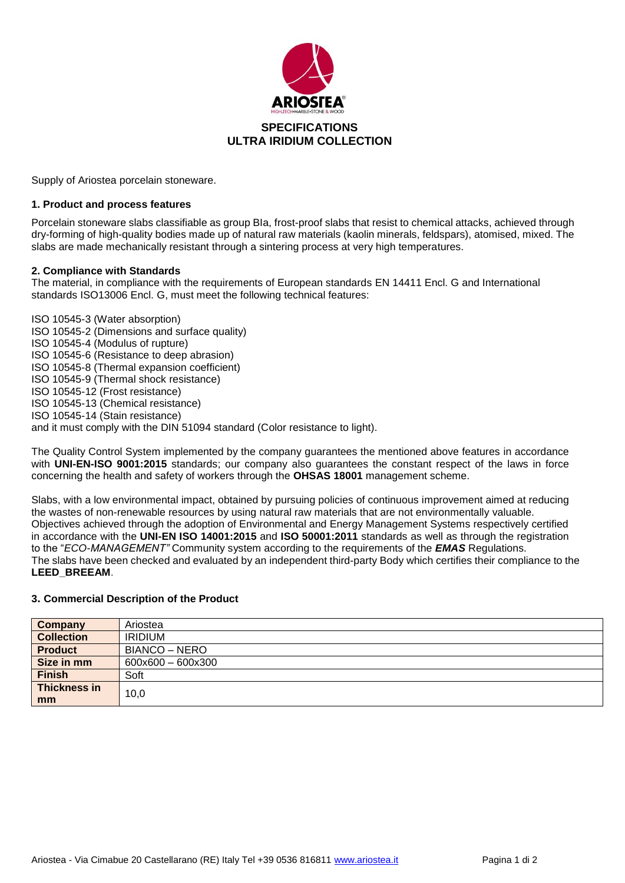ARIOSTEA®

HIGH-TECH•MARBLE•STONE & WOOD

# SPECIFICATIONS
# ULTRA IRIDIUM COLLECTION

Supply of Ariostea porcelain stoneware.

### 1. Product and process features

Porcelain stoneware slabs classifiable as group BIa, frost-proof slabs that resist to chemical attacks, achieved through dry-forming of high-quality bodies made up of natural raw materials (kaolin minerals, feldspars), atomised, mixed. The slabs are made mechanically resistant through a sintering process at very high temperatures.

### 2. Compliance with Standards

The material, in compliance with the requirements of European standards EN 14411 Encl. G and International standards ISO13006 Encl. G, must meet the following technical features:

ISO 10545-3 (Water absorption)
ISO 10545-2 (Dimensions and surface quality)
ISO 10545-4 (Modulus of rupture)
ISO 10545-6 (Resistance to deep abrasion)
ISO 10545-8 (Thermal expansion coefficient)
ISO 10545-9 (Thermal shock resistance)
ISO 10545-12 (Frost resistance)
ISO 10545-13 (Chemical resistance)
ISO 10545-14 (Stain resistance)
and it must comply with the DIN 51094 standard (Color resistance to light).

The Quality Control System implemented by the company guarantees the mentioned above features in accordance with **UNI-EN-ISO 9001:2015** standards; our company also guarantees the constant respect of the laws in force concerning the health and safety of workers through the **OHSAS 18001** management scheme.

Slabs, with a low environmental impact, obtained by pursuing policies of continuous improvement aimed at reducing the wastes of non-renewable resources by using natural raw materials that are not environmentally valuable.
Objectives achieved through the adoption of Environmental and Energy Management Systems respectively certified in accordance with the **UNI-EN ISO 14001:2015** and **ISO 50001:2011** standards as well as through the registration to the "*ECO-MANAGEMENT"* Community system according to the requirements of the ***EMAS*** Regulations.
The slabs have been checked and evaluated by an independent third-party Body which certifies their compliance to the **LEED_BREEAM**.

### 3. Commercial Description of the Product

| | |
|---|---|
| **Company** | Ariostea |
| **Collection** | IRIDIUM |
| **Product** | BIANCO – NERO |
| **Size in mm** | 600x600 – 600x300 |
| **Finish** | Soft |
| **Thickness in mm** | 10,0 |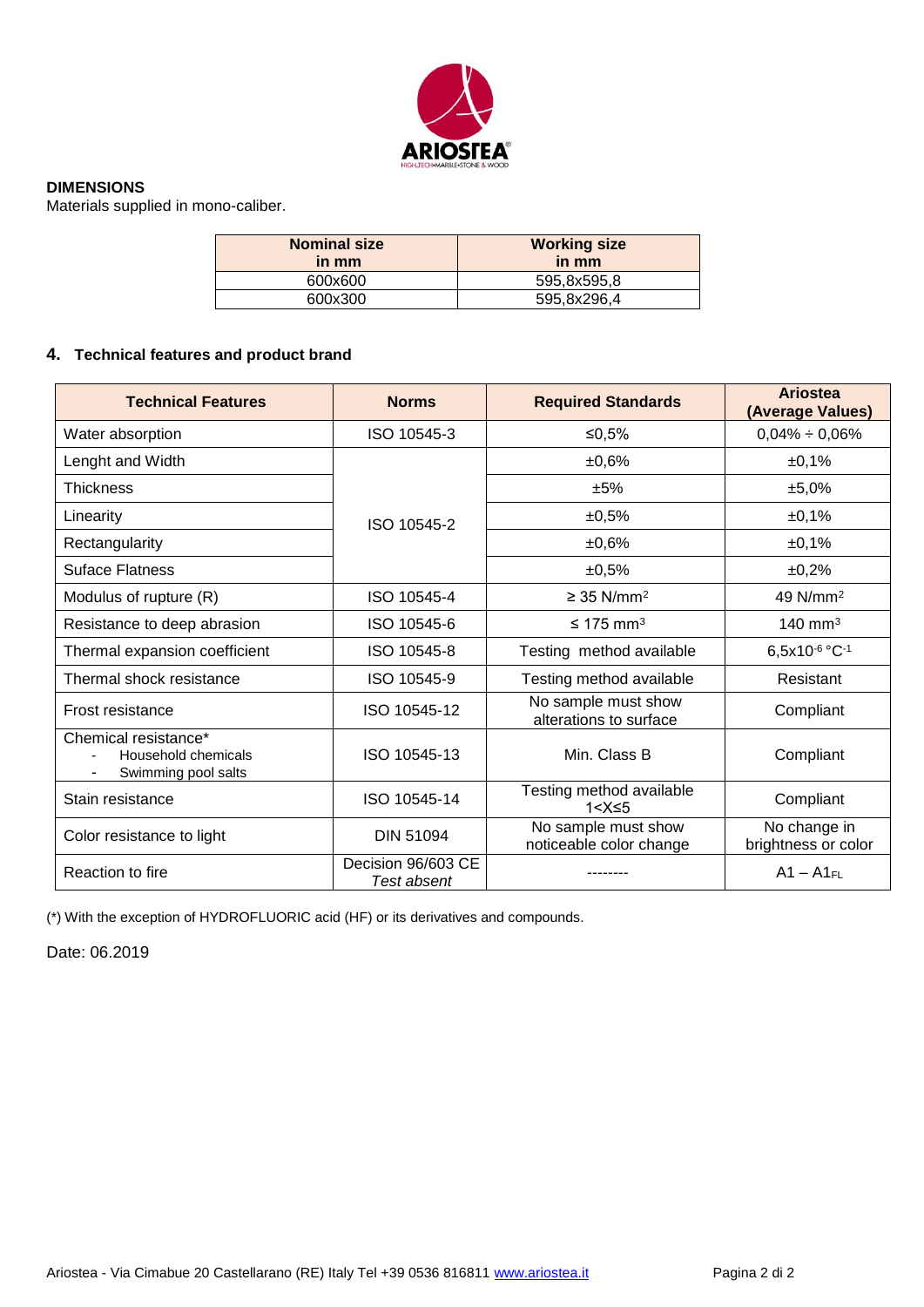**DIMENSIONS**

Materials supplied in mono-caliber.

| Nominal size in mm | Working size in mm |
|---|---|
| 600x600 | 595,8x595,8 |
| 600x300 | 595,8x296,4 |

## 4. Technical features and product brand

| Technical Features | Norms | Required Standards | Ariostea (Average Values) |
|---|---|---|---|
| Water absorption | ISO 10545-3 | ≤0,5% | 0,04% ÷ 0,06% |
| Lenght and Width | ISO 10545-2 | ±0,6% | ±0,1% |
| Thickness | | ±5% | ±5,0% |
| Linearity | | ±0,5% | ±0,1% |
| Rectangularity | | ±0,6% | ±0,1% |
| Suface Flatness | | ±0,5% | ±0,2% |
| Modulus of rupture (R) | ISO 10545-4 | ≥ 35 $N/mm^2$ | 49 $N/mm^2$ |
| Resistance to deep abrasion | ISO 10545-6 | ≤ 175 $mm^3$ | 140 $mm^3$ |
| Thermal expansion coefficient | ISO 10545-8 | Testing method available | $6,5x10^{-6}$ $°C^{-1}$ |
| Thermal shock resistance | ISO 10545-9 | Testing method available | Resistant |
| Frost resistance | ISO 10545-12 | No sample must show alterations to surface | Compliant |
| Chemical resistance\* - Household chemicals - Swimming pool salts | ISO 10545-13 | Min. Class B | Compliant |
| Stain resistance | ISO 10545-14 | Testing method available 1<X≤5 | Compliant |
| Color resistance to light | DIN 51094 | No sample must show noticeable color change | No change in brightness or color |
| Reaction to fire | Decision 96/603 CE *Test absent* | -------- | A1 – $A1_{FL}$ |

(\*) With the exception of HYDROFLUORIC acid (HF) or its derivatives and compounds.

Date: 06.2019

Ariostea - Via Cimabue 20 Castellarano (RE) Italy Tel +39 0536 816811 www.ariostea.it